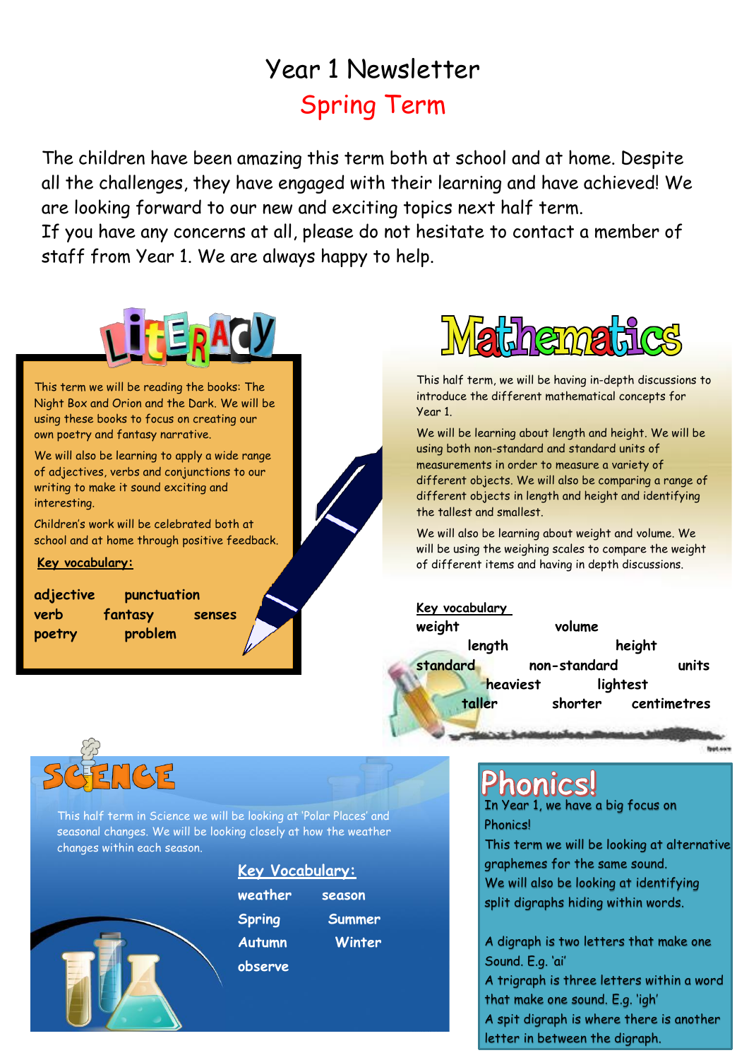# Year 1 Newsletter

## Spring Term

The children have been amazing this term both at school and at home. Despite all the challenges, they have engaged with their learning and have achieved! We are looking forward to our new and exciting topics next half term.
If you have any concerns at all, please do not hesitate to contact a member of staff from Year 1. We are always happy to help.

## Literacy

This term we will be reading the books: The Night Box and Orion and the Dark. We will be using these books to focus on creating our own poetry and fantasy narrative.

We will also be learning to apply a wide range of adjectives, verbs and conjunctions to our writing to make it sound exciting and interesting.

Children's work will be celebrated both at school and at home through positive feedback.

**Key vocabulary:**

**adjective** **punctuation**
**verb** **fantasy** **senses**
**poetry** **problem**

## Mathematics

This half term, we will be having in-depth discussions to introduce the different mathematical concepts for Year 1.

We will be learning about length and height. We will be using both non-standard and standard units of measurements in order to measure a variety of different objects. We will also be comparing a range of different objects in length and height and identifying the tallest and smallest.

We will also be learning about weight and volume. We will be using the weighing scales to compare the weight of different items and having in depth discussions.

**Key vocabulary**

**weight** **volume**
**length** **height**
**standard** **non-standard** **units**
**heaviest** **lightest**
**taller** **shorter** **centimetres**

## Science

This half term in Science we will be looking at 'Polar Places' and seasonal changes. We will be looking closely at how the weather changes within each season.

**Key Vocabulary:**

**weather** **season**
**Spring** **Summer**
**Autumn** **Winter**
**observe**

## Phonics!

In Year 1, we have a big focus on Phonics!

This term we will be looking at alternative graphemes for the same sound.
We will also be looking at identifying split digraphs hiding within words.

A digraph is two letters that make one Sound. E.g. 'ai'
A trigraph is three letters within a word that make one sound. E.g. 'igh'
A spit digraph is where there is another letter in between the digraph.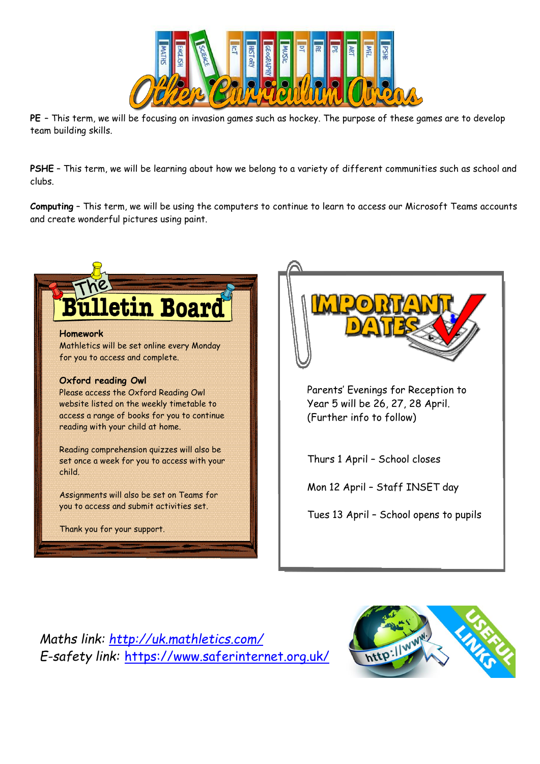# Other Curriculum Areas

**PE** – This term, we will be focusing on invasion games such as hockey. The purpose of these games are to develop team building skills.

**PSHE** – This term, we will be learning about how we belong to a variety of different communities such as school and clubs.

***Computing*** – This term, we will be using the computers to continue to learn to access our Microsoft Teams accounts and create wonderful pictures using paint.

## The Bulletin Board

**Homework**
Mathletics will be set online every Monday for you to access and complete.

**Oxford reading Owl**
Please access the Oxford Reading Owl website listed on the weekly timetable to access a range of books for you to continue reading with your child at home.

Reading comprehension quizzes will also be set once a week for you to access with your child.

Assignments will also be set on Teams for you to access and submit activities set.

Thank you for your support.

## Important Dates

Parents' Evenings for Reception to Year 5 will be 26, 27, 28 April. (Further info to follow)

Thurs 1 April – School closes

Mon 12 April – Staff INSET day

Tues 13 April – School opens to pupils

## Useful Links

*Maths link:* http://uk.mathletics.com/
*E-safety link:* https://www.saferinternet.org.uk/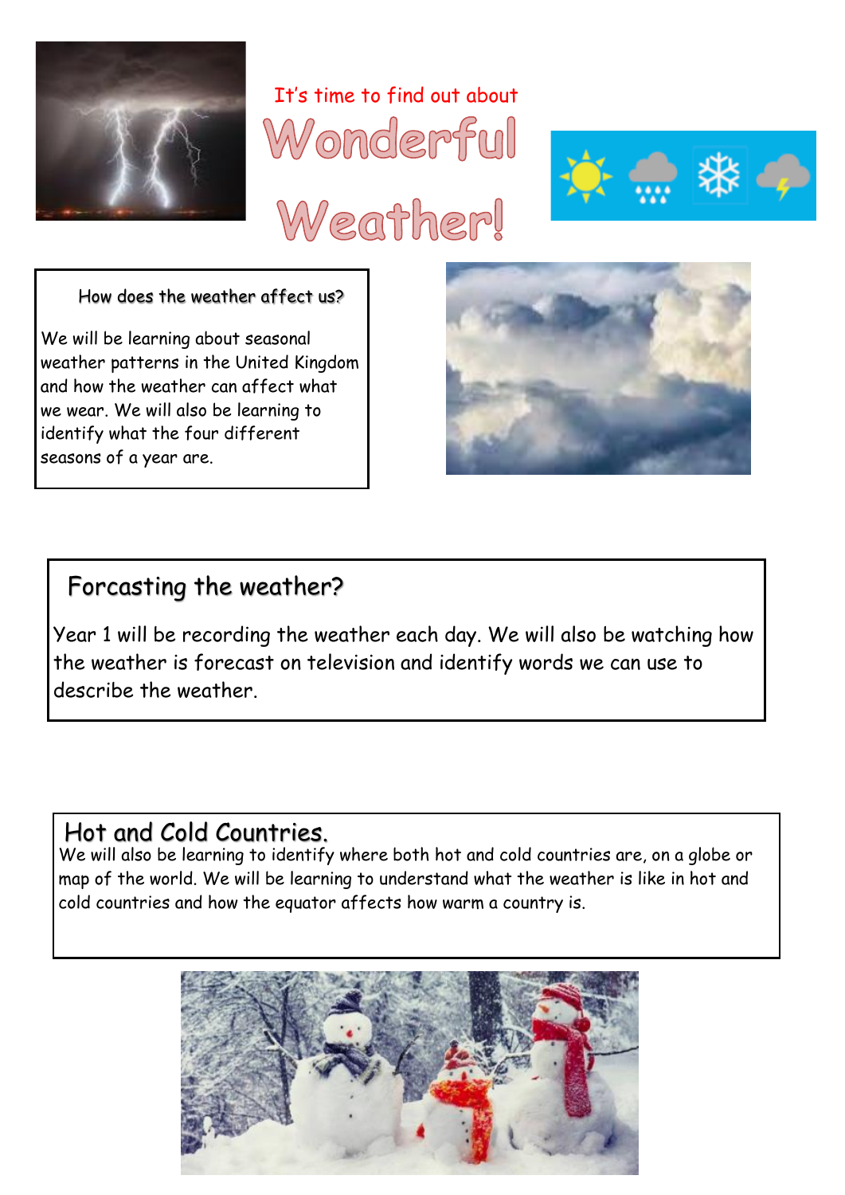It's time to find out about

# Wonderful Weather!

### How does the weather affect us?

We will be learning about seasonal weather patterns in the United Kingdom and how the weather can affect what we wear. We will also be learning to identify what the four different seasons of a year are.

## Forcasting the weather?

Year 1 will be recording the weather each day. We will also be watching how the weather is forecast on television and identify words we can use to describe the weather.

## Hot and Cold Countries.

We will also be learning to identify where both hot and cold countries are, on a globe or map of the world. We will be learning to understand what the weather is like in hot and cold countries and how the equator affects how warm a country is.